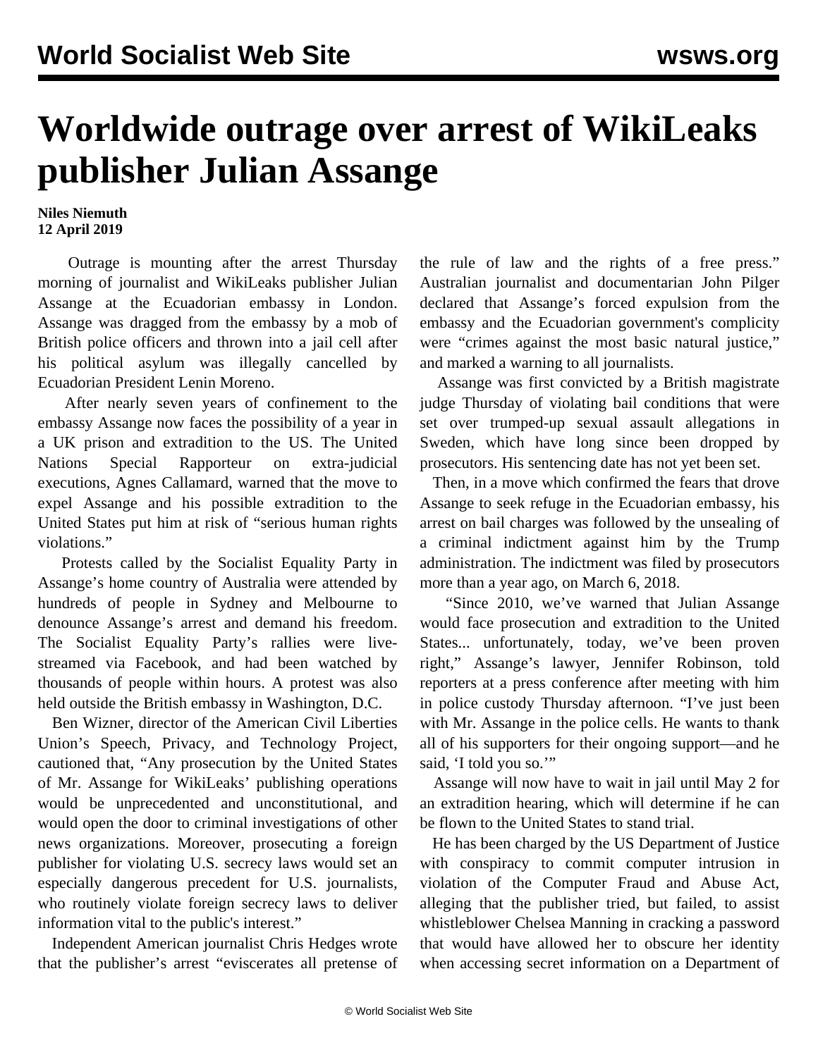# Worldwide outrage over arrest of WikiLeaks publisher Julian Assange

**Niles Niemuth**
**12 April 2019**

Outrage is mounting after the arrest Thursday morning of journalist and WikiLeaks publisher Julian Assange at the Ecuadorian embassy in London. Assange was dragged from the embassy by a mob of British police officers and thrown into a jail cell after his political asylum was illegally cancelled by Ecuadorian President Lenin Moreno.

After nearly seven years of confinement to the embassy Assange now faces the possibility of a year in a UK prison and extradition to the US. The United Nations Special Rapporteur on extra-judicial executions, Agnes Callamard, warned that the move to expel Assange and his possible extradition to the United States put him at risk of "serious human rights violations."

Protests called by the Socialist Equality Party in Assange's home country of Australia were attended by hundreds of people in Sydney and Melbourne to denounce Assange's arrest and demand his freedom. The Socialist Equality Party's rallies were live-streamed via Facebook, and had been watched by thousands of people within hours. A protest was also held outside the British embassy in Washington, D.C.

Ben Wizner, director of the American Civil Liberties Union's Speech, Privacy, and Technology Project, cautioned that, "Any prosecution by the United States of Mr. Assange for WikiLeaks' publishing operations would be unprecedented and unconstitutional, and would open the door to criminal investigations of other news organizations. Moreover, prosecuting a foreign publisher for violating U.S. secrecy laws would set an especially dangerous precedent for U.S. journalists, who routinely violate foreign secrecy laws to deliver information vital to the public's interest."

Independent American journalist Chris Hedges wrote that the publisher's arrest "eviscerates all pretense of the rule of law and the rights of a free press." Australian journalist and documentarian John Pilger declared that Assange's forced expulsion from the embassy and the Ecuadorian government's complicity were "crimes against the most basic natural justice," and marked a warning to all journalists.

Assange was first convicted by a British magistrate judge Thursday of violating bail conditions that were set over trumped-up sexual assault allegations in Sweden, which have long since been dropped by prosecutors. His sentencing date has not yet been set.

Then, in a move which confirmed the fears that drove Assange to seek refuge in the Ecuadorian embassy, his arrest on bail charges was followed by the unsealing of a criminal indictment against him by the Trump administration. The indictment was filed by prosecutors more than a year ago, on March 6, 2018.

"Since 2010, we've warned that Julian Assange would face prosecution and extradition to the United States... unfortunately, today, we've been proven right," Assange's lawyer, Jennifer Robinson, told reporters at a press conference after meeting with him in police custody Thursday afternoon. "I've just been with Mr. Assange in the police cells. He wants to thank all of his supporters for their ongoing support—and he said, 'I told you so.'"

Assange will now have to wait in jail until May 2 for an extradition hearing, which will determine if he can be flown to the United States to stand trial.

He has been charged by the US Department of Justice with conspiracy to commit computer intrusion in violation of the Computer Fraud and Abuse Act, alleging that the publisher tried, but failed, to assist whistleblower Chelsea Manning in cracking a password that would have allowed her to obscure her identity when accessing secret information on a Department of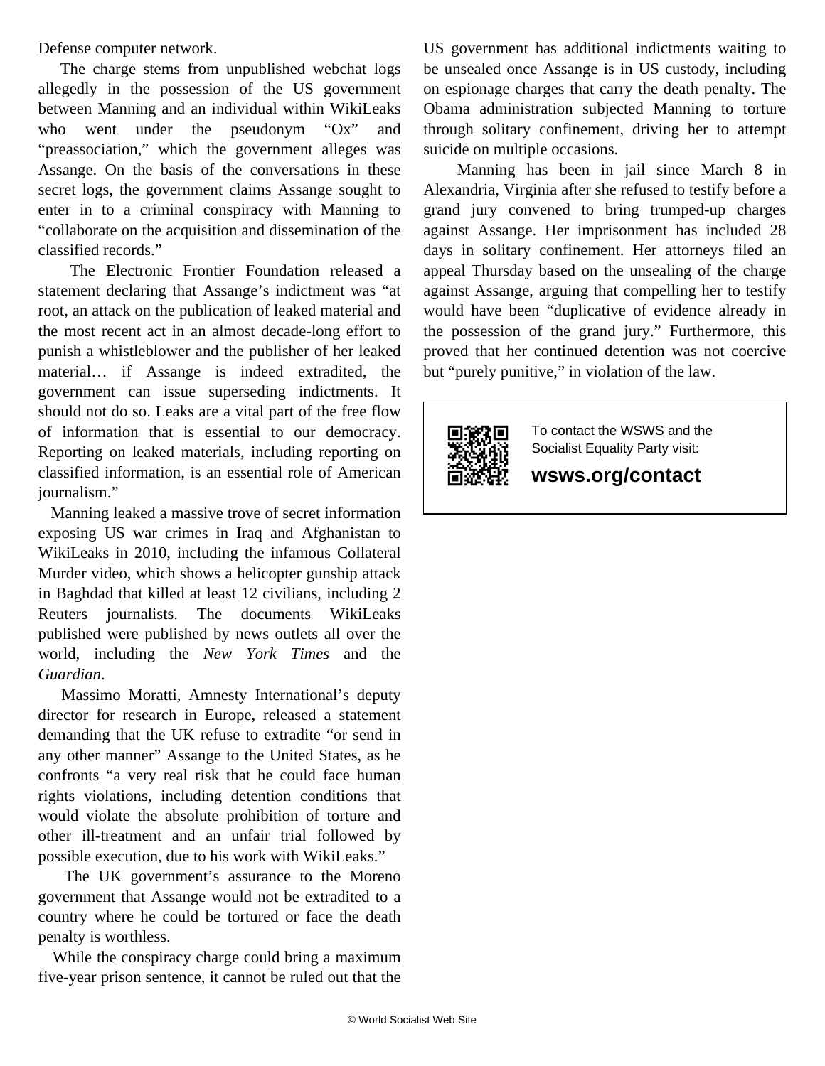Defense computer network.

The charge stems from unpublished webchat logs allegedly in the possession of the US government between Manning and an individual within WikiLeaks who went under the pseudonym “Ox” and “preassociation,” which the government alleges was Assange. On the basis of the conversations in these secret logs, the government claims Assange sought to enter in to a criminal conspiracy with Manning to “collaborate on the acquisition and dissemination of the classified records.”

The Electronic Frontier Foundation released a statement declaring that Assange’s indictment was “at root, an attack on the publication of leaked material and the most recent act in an almost decade-long effort to punish a whistleblower and the publisher of her leaked material… if Assange is indeed extradited, the government can issue superseding indictments. It should not do so. Leaks are a vital part of the free flow of information that is essential to our democracy. Reporting on leaked materials, including reporting on classified information, is an essential role of American journalism.”

Manning leaked a massive trove of secret information exposing US war crimes in Iraq and Afghanistan to WikiLeaks in 2010, including the infamous Collateral Murder video, which shows a helicopter gunship attack in Baghdad that killed at least 12 civilians, including 2 Reuters journalists. The documents WikiLeaks published were published by news outlets all over the world, including the *New York Times* and the *Guardian*.

Massimo Moratti, Amnesty International’s deputy director for research in Europe, released a statement demanding that the UK refuse to extradite “or send in any other manner” Assange to the United States, as he confronts “a very real risk that he could face human rights violations, including detention conditions that would violate the absolute prohibition of torture and other ill-treatment and an unfair trial followed by possible execution, due to his work with WikiLeaks.”

The UK government’s assurance to the Moreno government that Assange would not be extradited to a country where he could be tortured or face the death penalty is worthless.

While the conspiracy charge could bring a maximum five-year prison sentence, it cannot be ruled out that the US government has additional indictments waiting to be unsealed once Assange is in US custody, including on espionage charges that carry the death penalty. The Obama administration subjected Manning to torture through solitary confinement, driving her to attempt suicide on multiple occasions.

Manning has been in jail since March 8 in Alexandria, Virginia after she refused to testify before a grand jury convened to bring trumped-up charges against Assange. Her imprisonment has included 28 days in solitary confinement. Her attorneys filed an appeal Thursday based on the unsealing of the charge against Assange, arguing that compelling her to testify would have been “duplicative of evidence already in the possession of the grand jury.” Furthermore, this proved that her continued detention was not coercive but “purely punitive,” in violation of the law.

To contact the WSWS and the Socialist Equality Party visit:

**wsws.org/contact**